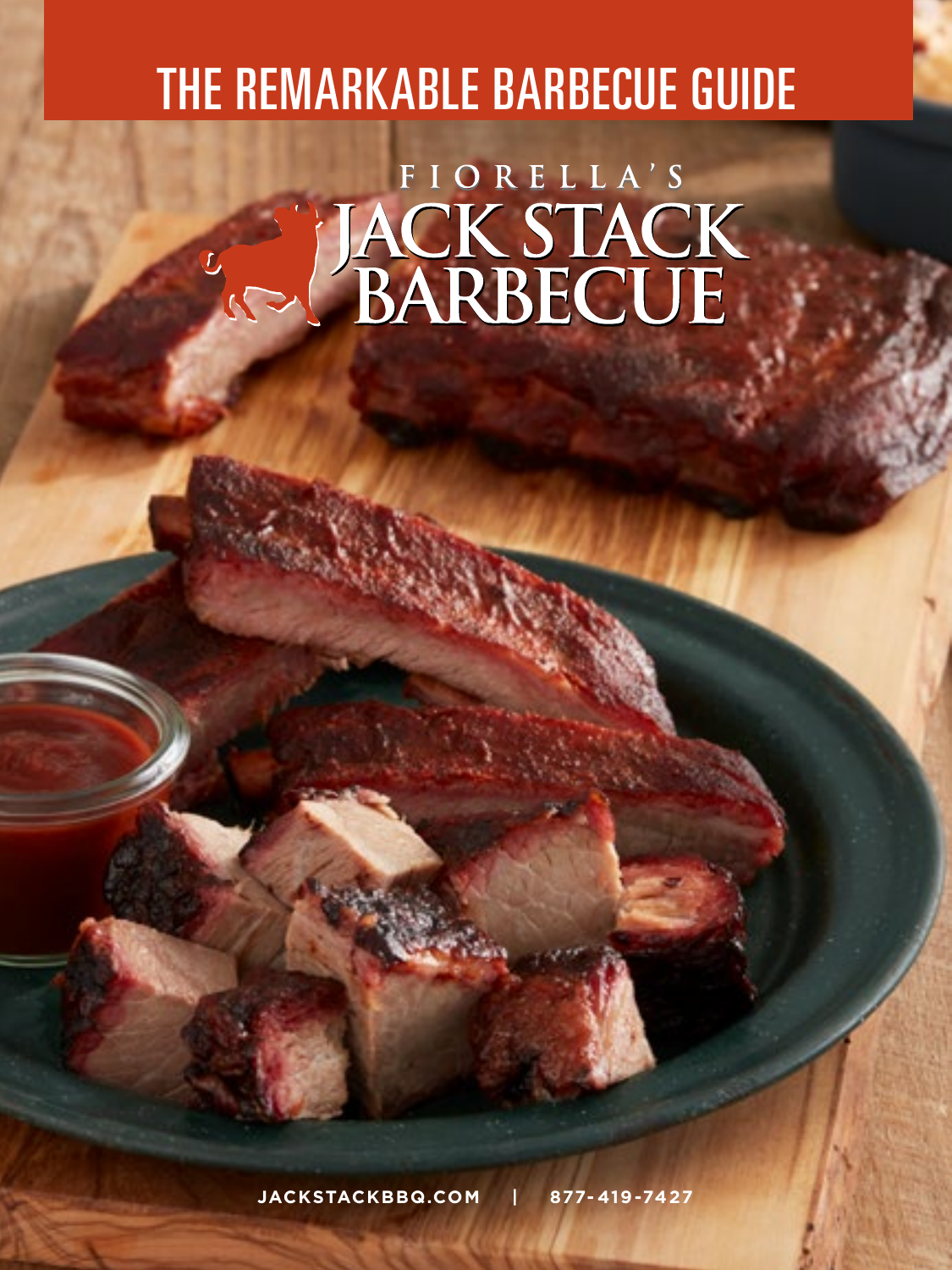# THE REMARKABLE BARBECUE GUIDE

FIORELLA'S

JACK STACK BARBECUE

**JACKSTACKBBQ.COM | 877-419-7427**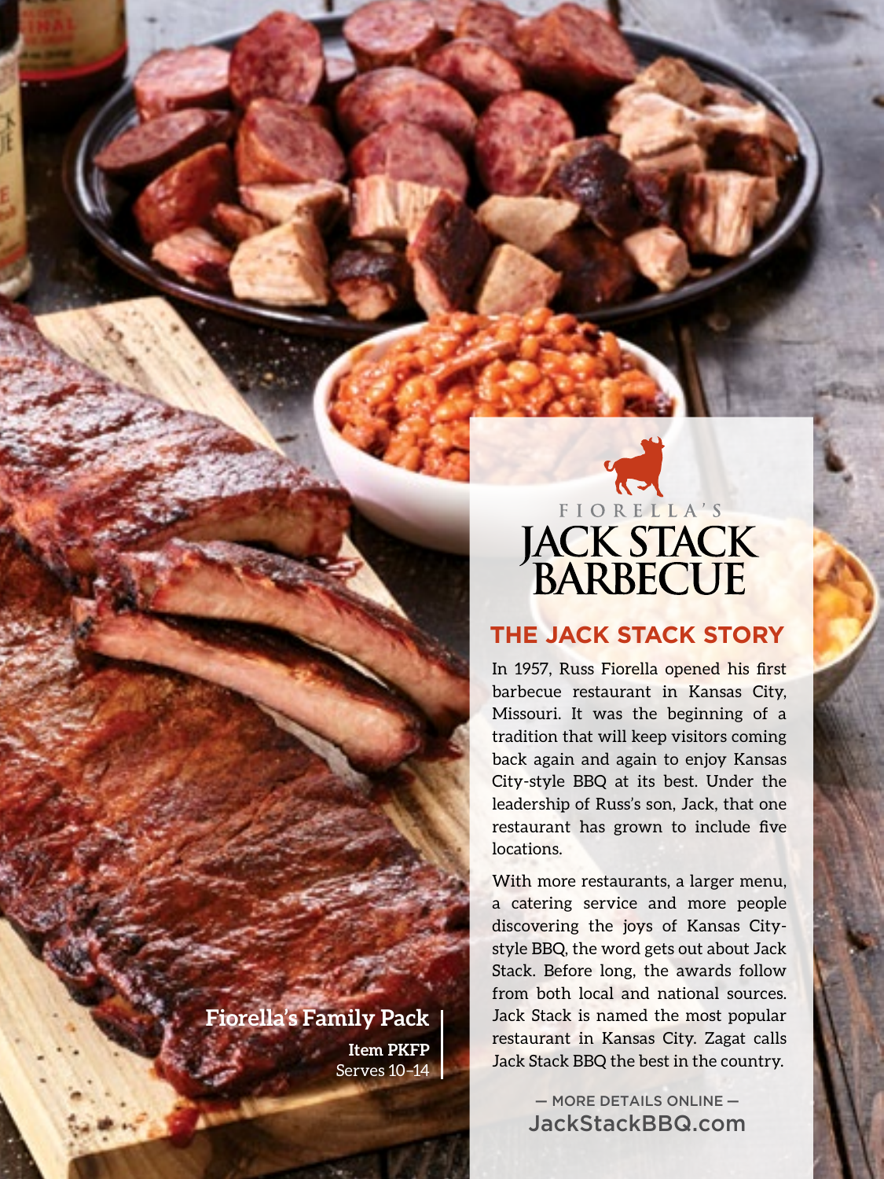**Fiorella's Family Pack**

**Item PKFP**
Serves 10–14

FIORELLA'S

# JACK STACK BARBECUE

## THE JACK STACK STORY

In 1957, Russ Fiorella opened his first barbecue restaurant in Kansas City, Missouri. It was the beginning of a tradition that will keep visitors coming back again and again to enjoy Kansas City-style BBQ at its best. Under the leadership of Russ's son, Jack, that one restaurant has grown to include five locations.

With more restaurants, a larger menu, a catering service and more people discovering the joys of Kansas City-style BBQ, the word gets out about Jack Stack. Before long, the awards follow from both local and national sources. Jack Stack is named the most popular restaurant in Kansas City. Zagat calls Jack Stack BBQ the best in the country.

— MORE DETAILS ONLINE —
JackStackBBQ.com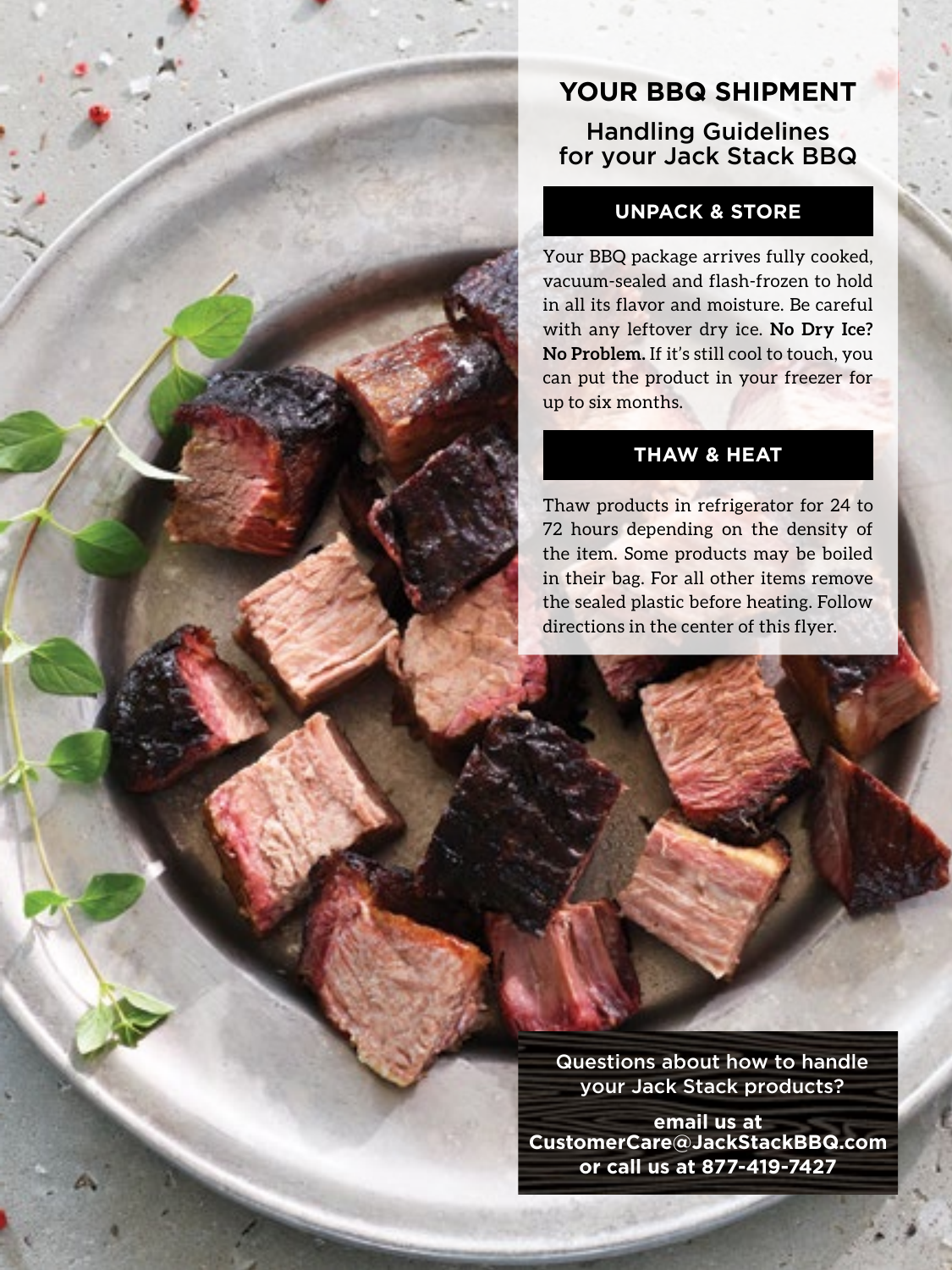# YOUR BBQ SHIPMENT

## Handling Guidelines for your Jack Stack BBQ

### UNPACK & STORE

Your BBQ package arrives fully cooked, vacuum-sealed and flash-frozen to hold in all its flavor and moisture. Be careful with any leftover dry ice. **No Dry Ice? No Problem.** If it's still cool to touch, you can put the product in your freezer for up to six months.

### THAW & HEAT

Thaw products in refrigerator for 24 to 72 hours depending on the density of the item. Some products may be boiled in their bag. For all other items remove the sealed plastic before heating. Follow directions in the center of this flyer.

Questions about how to handle your Jack Stack products?

**email us at CustomerCare@JackStackBBQ.com or call us at 877-419-7427**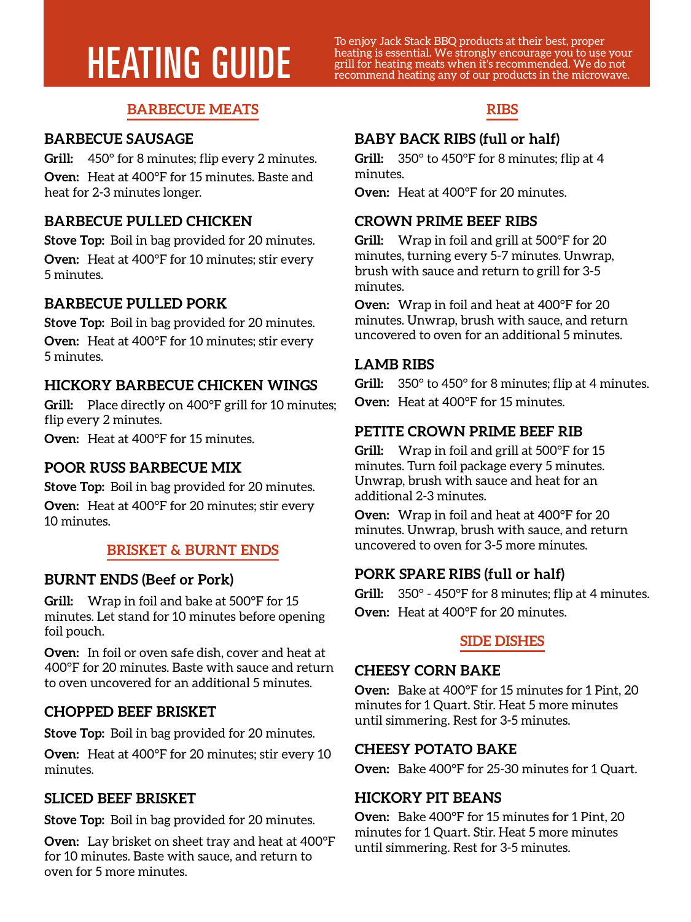# HEATING GUIDE

To enjoy Jack Stack BBQ products at their best, proper heating is essential. We strongly encourage you to use your grill for heating meats when it's recommended. We do not recommend heating any of our products in the microwave.

## BARBECUE MEATS

### BARBECUE SAUSAGE

**Grill:** 450° for 8 minutes; flip every 2 minutes.

**Oven:** Heat at 400°F for 15 minutes. Baste and heat for 2-3 minutes longer.

### BARBECUE PULLED CHICKEN

**Stove Top:** Boil in bag provided for 20 minutes.

**Oven:** Heat at 400°F for 10 minutes; stir every 5 minutes.

### BARBECUE PULLED PORK

**Stove Top:** Boil in bag provided for 20 minutes.

**Oven:** Heat at 400°F for 10 minutes; stir every 5 minutes.

### HICKORY BARBECUE CHICKEN WINGS

**Grill:** Place directly on 400°F grill for 10 minutes; flip every 2 minutes.

**Oven:** Heat at 400°F for 15 minutes.

### POOR RUSS BARBECUE MIX

**Stove Top:** Boil in bag provided for 20 minutes.

**Oven:** Heat at 400°F for 20 minutes; stir every 10 minutes.

## BRISKET & BURNT ENDS

### BURNT ENDS (Beef or Pork)

**Grill:** Wrap in foil and bake at 500°F for 15 minutes. Let stand for 10 minutes before opening foil pouch.

**Oven:** In foil or oven safe dish, cover and heat at 400°F for 20 minutes. Baste with sauce and return to oven uncovered for an additional 5 minutes.

### CHOPPED BEEF BRISKET

**Stove Top:** Boil in bag provided for 20 minutes.

**Oven:** Heat at 400°F for 20 minutes; stir every 10 minutes.

### SLICED BEEF BRISKET

**Stove Top:** Boil in bag provided for 20 minutes.

**Oven:** Lay brisket on sheet tray and heat at 400°F for 10 minutes. Baste with sauce, and return to oven for 5 more minutes.

## RIBS

### BABY BACK RIBS (full or half)

**Grill:** 350° to 450°F for 8 minutes; flip at 4 minutes.

**Oven:** Heat at 400°F for 20 minutes.

### CROWN PRIME BEEF RIBS

**Grill:** Wrap in foil and grill at 500°F for 20 minutes, turning every 5-7 minutes. Unwrap, brush with sauce and return to grill for 3-5 minutes.

**Oven:** Wrap in foil and heat at 400°F for 20 minutes. Unwrap, brush with sauce, and return uncovered to oven for an additional 5 minutes.

### LAMB RIBS

**Grill:** 350° to 450° for 8 minutes; flip at 4 minutes.

**Oven:** Heat at 400°F for 15 minutes.

### PETITE CROWN PRIME BEEF RIB

**Grill:** Wrap in foil and grill at 500°F for 15 minutes. Turn foil package every 5 minutes. Unwrap, brush with sauce and heat for an additional 2-3 minutes.

**Oven:** Wrap in foil and heat at 400°F for 20 minutes. Unwrap, brush with sauce, and return uncovered to oven for 3-5 more minutes.

### PORK SPARE RIBS (full or half)

**Grill:** 350° - 450°F for 8 minutes; flip at 4 minutes.

**Oven:** Heat at 400°F for 20 minutes.

## SIDE DISHES

### CHEESY CORN BAKE

**Oven:** Bake at 400°F for 15 minutes for 1 Pint, 20 minutes for 1 Quart. Stir. Heat 5 more minutes until simmering. Rest for 3-5 minutes.

### CHEESY POTATO BAKE

**Oven:** Bake 400°F for 25-30 minutes for 1 Quart.

### HICKORY PIT BEANS

**Oven:** Bake 400°F for 15 minutes for 1 Pint, 20 minutes for 1 Quart. Stir. Heat 5 more minutes until simmering. Rest for 3-5 minutes.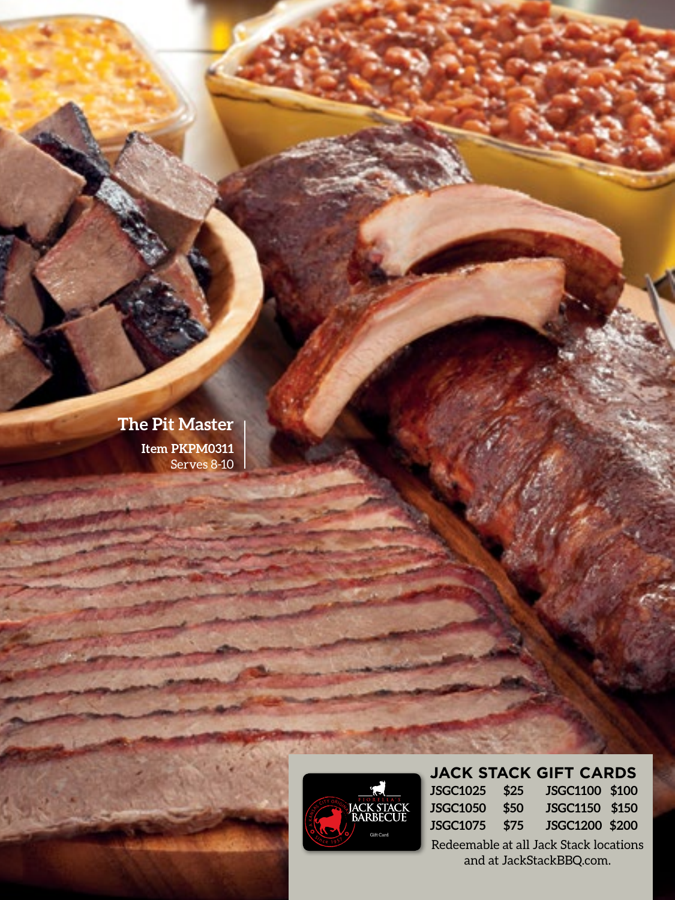## The Pit Master

**Item PKPM0311**
Serves 8-10

### JACK STACK GIFT CARDS

| | | | |
|---|---|---|---|
| JSGC1025 | $25 | JSGC1100 | $100 |
| JSGC1050 | $50 | JSGC1150 | $150 |
| JSGC1075 | $75 | JSGC1200 | $200 |

Redeemable at all Jack Stack locations and at JackStackBBQ.com.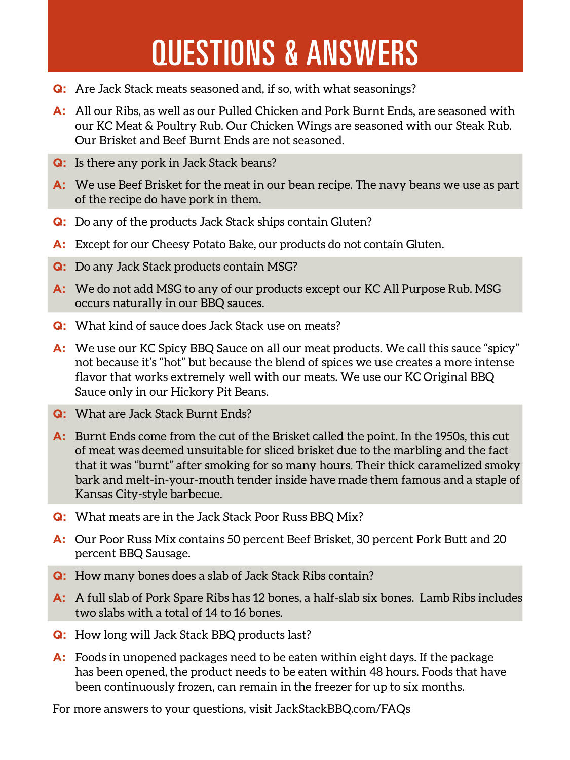# QUESTIONS & ANSWERS

**Q:** Are Jack Stack meats seasoned and, if so, with what seasonings?

**A:** All our Ribs, as well as our Pulled Chicken and Pork Burnt Ends, are seasoned with our KC Meat & Poultry Rub. Our Chicken Wings are seasoned with our Steak Rub. Our Brisket and Beef Burnt Ends are not seasoned.

**Q:** Is there any pork in Jack Stack beans?

**A:** We use Beef Brisket for the meat in our bean recipe. The navy beans we use as part of the recipe do have pork in them.

**Q:** Do any of the products Jack Stack ships contain Gluten?

**A:** Except for our Cheesy Potato Bake, our products do not contain Gluten.

**Q:** Do any Jack Stack products contain MSG?

**A:** We do not add MSG to any of our products except our KC All Purpose Rub. MSG occurs naturally in our BBQ sauces.

**Q:** What kind of sauce does Jack Stack use on meats?

**A:** We use our KC Spicy BBQ Sauce on all our meat products. We call this sauce "spicy" not because it's "hot" but because the blend of spices we use creates a more intense flavor that works extremely well with our meats. We use our KC Original BBQ Sauce only in our Hickory Pit Beans.

**Q:** What are Jack Stack Burnt Ends?

**A:** Burnt Ends come from the cut of the Brisket called the point. In the 1950s, this cut of meat was deemed unsuitable for sliced brisket due to the marbling and the fact that it was "burnt" after smoking for so many hours. Their thick caramelized smoky bark and melt-in-your-mouth tender inside have made them famous and a staple of Kansas City-style barbecue.

**Q:** What meats are in the Jack Stack Poor Russ BBQ Mix?

**A:** Our Poor Russ Mix contains 50 percent Beef Brisket, 30 percent Pork Butt and 20 percent BBQ Sausage.

**Q:** How many bones does a slab of Jack Stack Ribs contain?

**A:** A full slab of Pork Spare Ribs has 12 bones, a half-slab six bones. Lamb Ribs includes two slabs with a total of 14 to 16 bones.

**Q:** How long will Jack Stack BBQ products last?

**A:** Foods in unopened packages need to be eaten within eight days. If the package has been opened, the product needs to be eaten within 48 hours. Foods that have been continuously frozen, can remain in the freezer for up to six months.

For more answers to your questions, visit JackStackBBQ.com/FAQs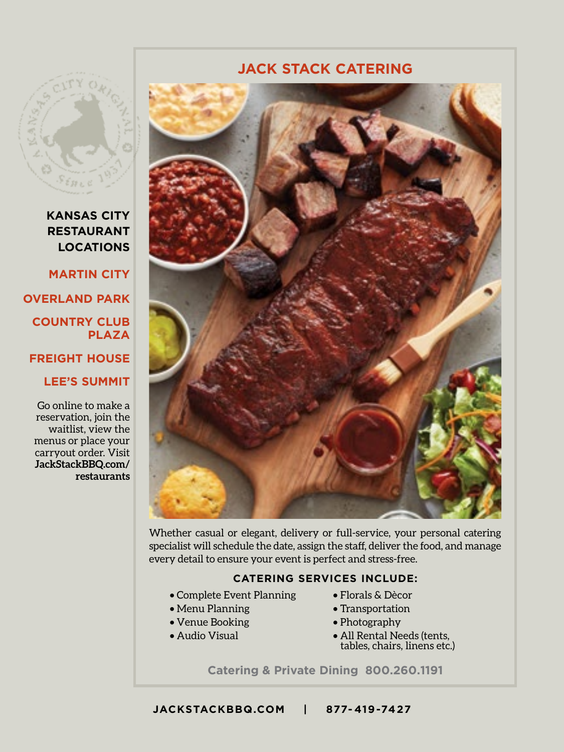## KANSAS CITY RESTAURANT LOCATIONS

**MARTIN CITY**

**OVERLAND PARK**

**COUNTRY CLUB PLAZA**

**FREIGHT HOUSE**

**LEE'S SUMMIT**

Go online to make a reservation, join the waitlist, view the menus or place your carryout order. Visit **JackStackBBQ.com/restaurants**

# JACK STACK CATERING

Whether casual or elegant, delivery or full-service, your personal catering specialist will schedule the date, assign the staff, deliver the food, and manage every detail to ensure your event is perfect and stress-free.

### CATERING SERVICES INCLUDE:

- Complete Event Planning
- Menu Planning
- Venue Booking
- Audio Visual
- Florals & Dècor
- Transportation
- Photography
- All Rental Needs (tents, tables, chairs, linens etc.)

**Catering & Private Dining 800.260.1191**

**JACKSTACKBBQ.COM | 877-419-7427**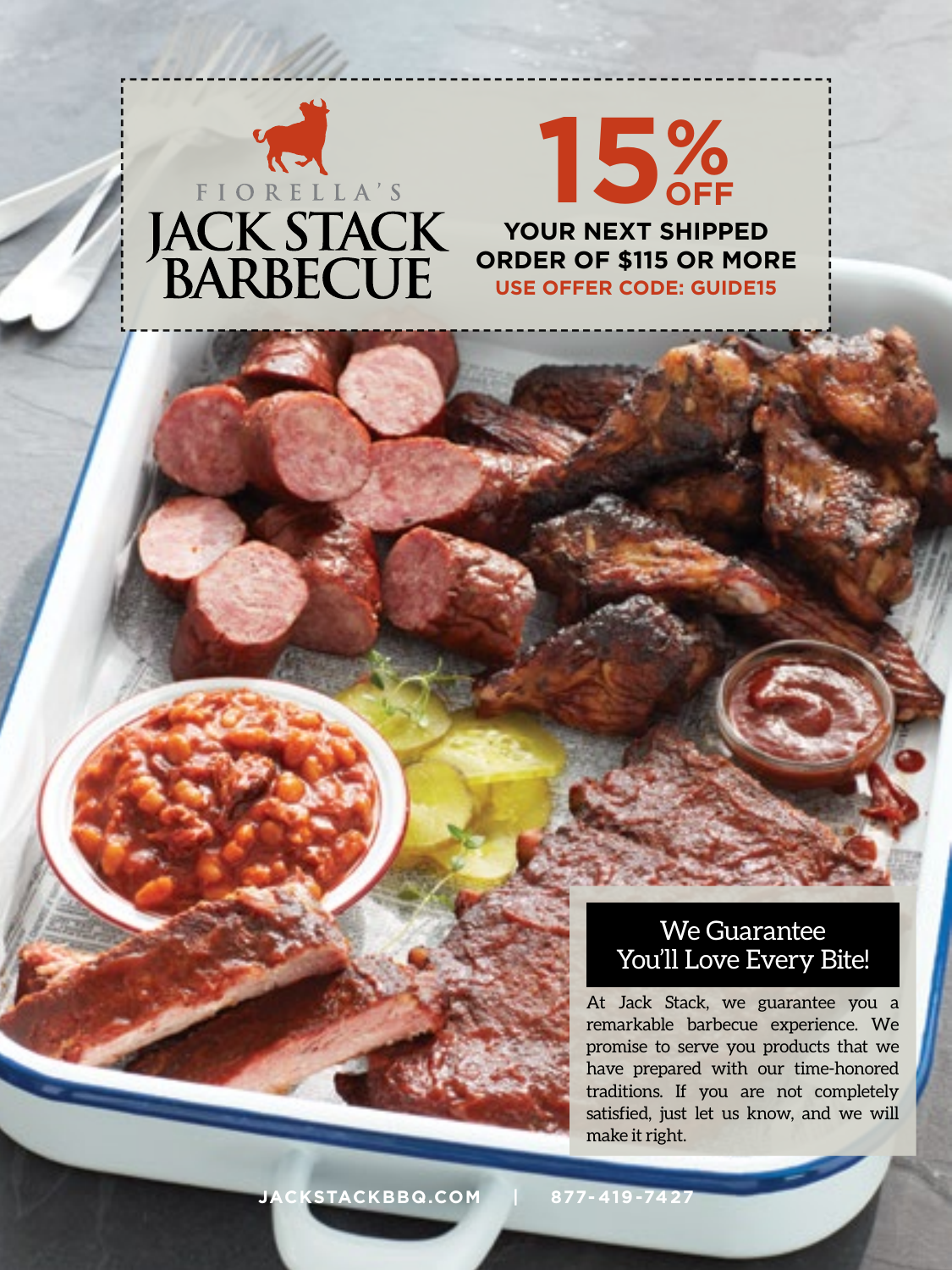FIORELLA'S

# JACK STACK BARBECUE

# 15% OFF

**YOUR NEXT SHIPPED ORDER OF $115 OR MORE**

**USE OFFER CODE: GUIDE15**

## We Guarantee You'll Love Every Bite!

At Jack Stack, we guarantee you a remarkable barbecue experience. We promise to serve you products that we have prepared with our time-honored traditions. If you are not completely satisfied, just let us know, and we will make it right.

**JACKSTACKBBQ.COM | 877-419-7427**